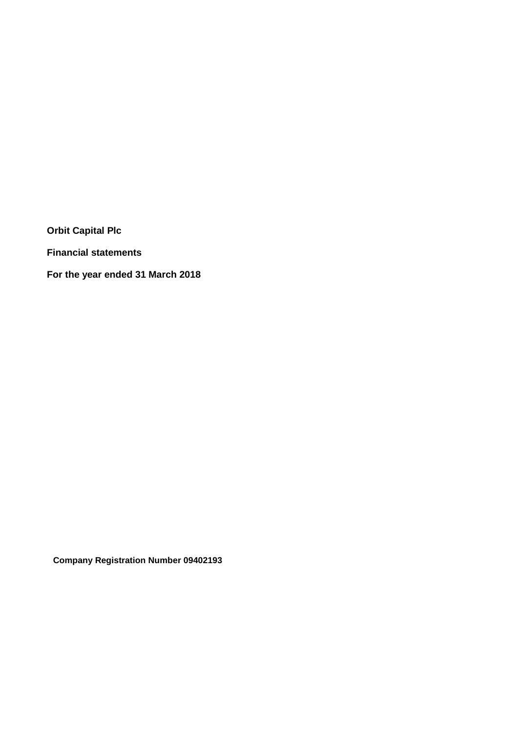**Orbit Capital Plc**

**Financial statements**

**For the year ended 31 March 2018**

**Company Registration Number 09402193**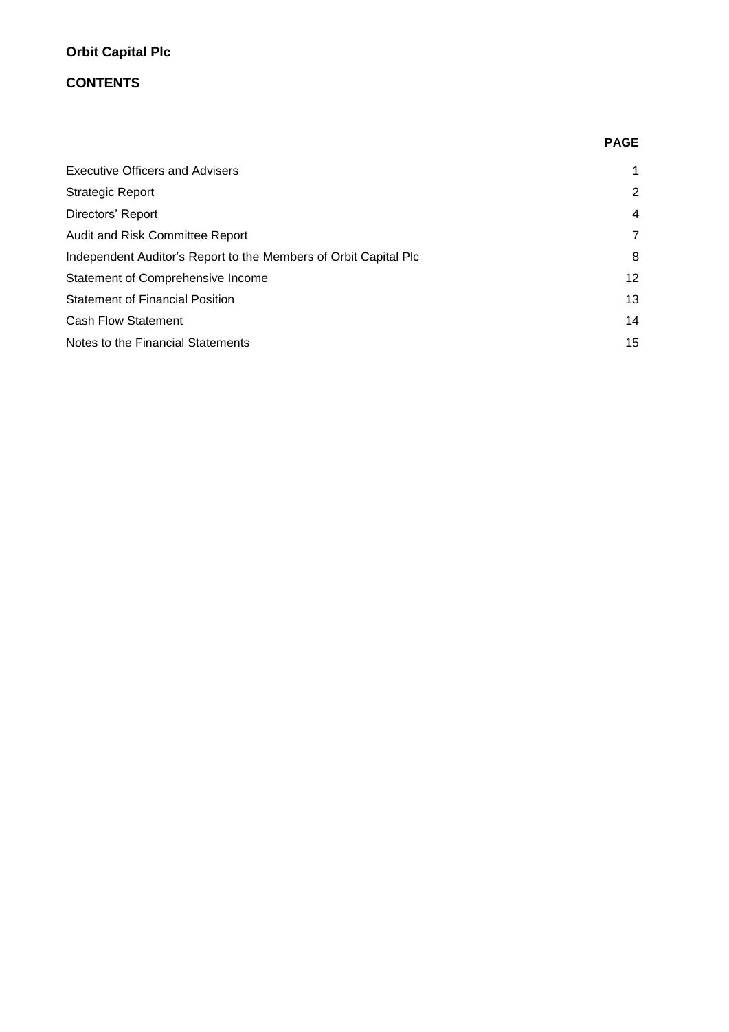**Orbit Capital Plc**

**CONTENTS**

| | **PAGE** |
|---|---|
| Executive Officers and Advisers | 1 |
| Strategic Report | 2 |
| Directors' Report | 4 |
| Audit and Risk Committee Report | 7 |
| Independent Auditor's Report to the Members of Orbit Capital Plc | 8 |
| Statement of Comprehensive Income | 12 |
| Statement of Financial Position | 13 |
| Cash Flow Statement | 14 |
| Notes to the Financial Statements | 15 |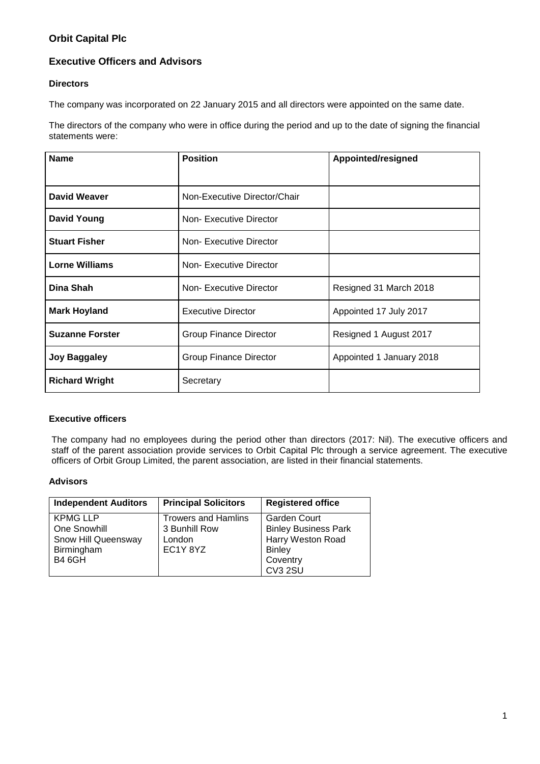# Orbit Capital Plc

## Executive Officers and Advisors

### Directors

The company was incorporated on 22 January 2015 and all directors were appointed on the same date.

The directors of the company who were in office during the period and up to the date of signing the financial statements were:

| Name | Position | Appointed/resigned |
|---|---|---|
| **David Weaver** | Non-Executive Director/Chair | |
| **David Young** | Non- Executive Director | |
| **Stuart Fisher** | Non- Executive Director | |
| **Lorne Williams** | Non- Executive Director | |
| **Dina Shah** | Non- Executive Director | Resigned 31 March 2018 |
| **Mark Hoyland** | Executive Director | Appointed 17 July 2017 |
| **Suzanne Forster** | Group Finance Director | Resigned 1 August 2017 |
| **Joy Baggaley** | Group Finance Director | Appointed 1 January 2018 |
| **Richard Wright** | Secretary | |

### Executive officers

The company had no employees during the period other than directors (2017: Nil). The executive officers and staff of the parent association provide services to Orbit Capital Plc through a service agreement. The executive officers of Orbit Group Limited, the parent association, are listed in their financial statements.

### Advisors

| Independent Auditors | Principal Solicitors | Registered office |
|---|---|---|
| KPMG LLP<br>One Snowhill<br>Snow Hill Queensway<br>Birmingham<br>B4 6GH | Trowers and Hamlins<br>3 Bunhill Row<br>London<br>EC1Y 8YZ | Garden Court<br>Binley Business Park<br>Harry Weston Road<br>Binley<br>Coventry<br>CV3 2SU |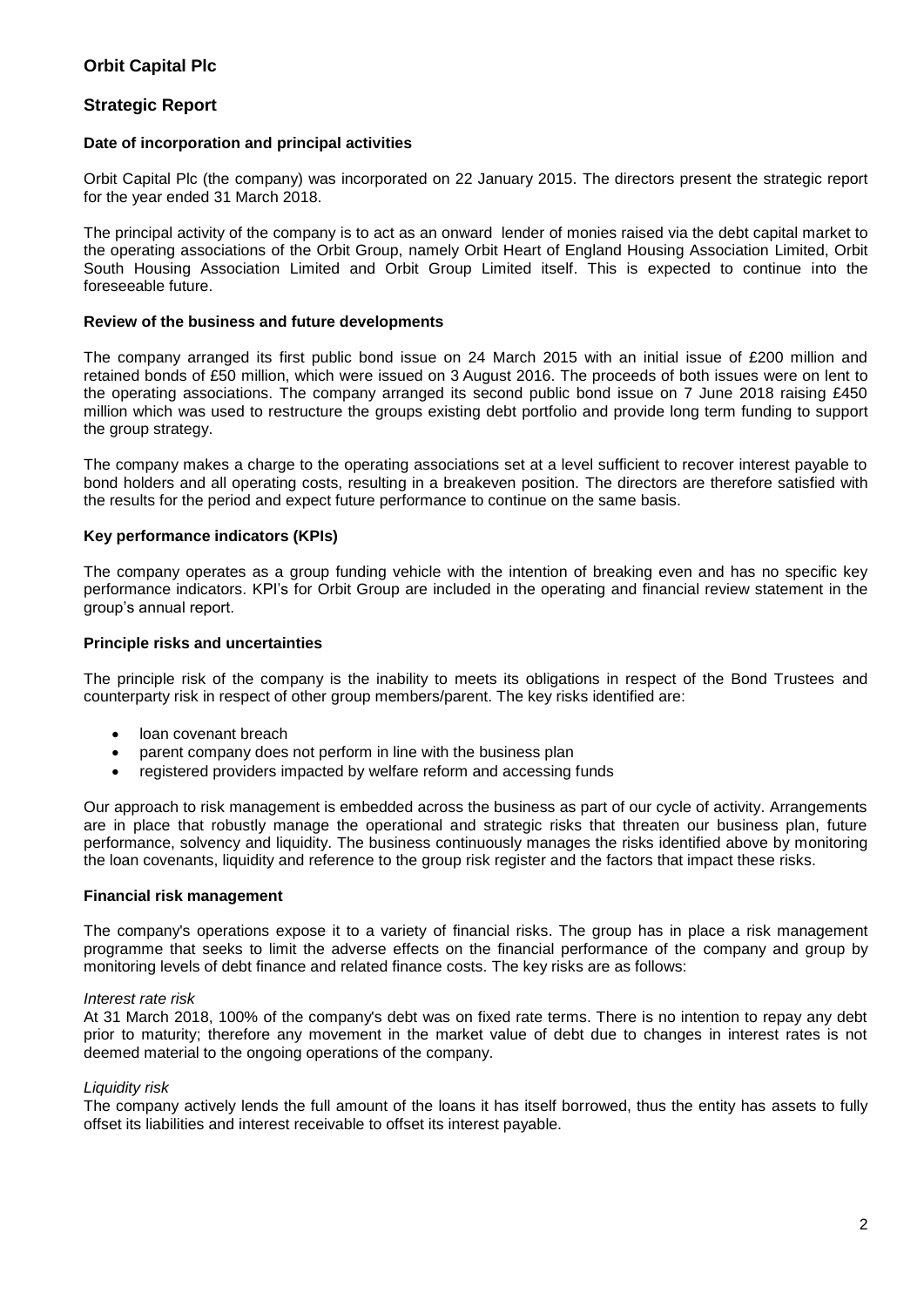# Orbit Capital Plc

## Strategic Report

### Date of incorporation and principal activities

Orbit Capital Plc (the company) was incorporated on 22 January 2015. The directors present the strategic report for the year ended 31 March 2018.

The principal activity of the company is to act as an onward lender of monies raised via the debt capital market to the operating associations of the Orbit Group, namely Orbit Heart of England Housing Association Limited, Orbit South Housing Association Limited and Orbit Group Limited itself. This is expected to continue into the foreseeable future.

### Review of the business and future developments

The company arranged its first public bond issue on 24 March 2015 with an initial issue of £200 million and retained bonds of £50 million, which were issued on 3 August 2016. The proceeds of both issues were on lent to the operating associations. The company arranged its second public bond issue on 7 June 2018 raising £450 million which was used to restructure the groups existing debt portfolio and provide long term funding to support the group strategy.

The company makes a charge to the operating associations set at a level sufficient to recover interest payable to bond holders and all operating costs, resulting in a breakeven position. The directors are therefore satisfied with the results for the period and expect future performance to continue on the same basis.

### Key performance indicators (KPIs)

The company operates as a group funding vehicle with the intention of breaking even and has no specific key performance indicators. KPI's for Orbit Group are included in the operating and financial review statement in the group's annual report.

### Principle risks and uncertainties

The principle risk of the company is the inability to meets its obligations in respect of the Bond Trustees and counterparty risk in respect of other group members/parent. The key risks identified are:

- loan covenant breach
- parent company does not perform in line with the business plan
- registered providers impacted by welfare reform and accessing funds

Our approach to risk management is embedded across the business as part of our cycle of activity. Arrangements are in place that robustly manage the operational and strategic risks that threaten our business plan, future performance, solvency and liquidity. The business continuously manages the risks identified above by monitoring the loan covenants, liquidity and reference to the group risk register and the factors that impact these risks.

### Financial risk management

The company's operations expose it to a variety of financial risks. The group has in place a risk management programme that seeks to limit the adverse effects on the financial performance of the company and group by monitoring levels of debt finance and related finance costs. The key risks are as follows:

*Interest rate risk*
At 31 March 2018, 100% of the company's debt was on fixed rate terms. There is no intention to repay any debt prior to maturity; therefore any movement in the market value of debt due to changes in interest rates is not deemed material to the ongoing operations of the company.

*Liquidity risk*
The company actively lends the full amount of the loans it has itself borrowed, thus the entity has assets to fully offset its liabilities and interest receivable to offset its interest payable.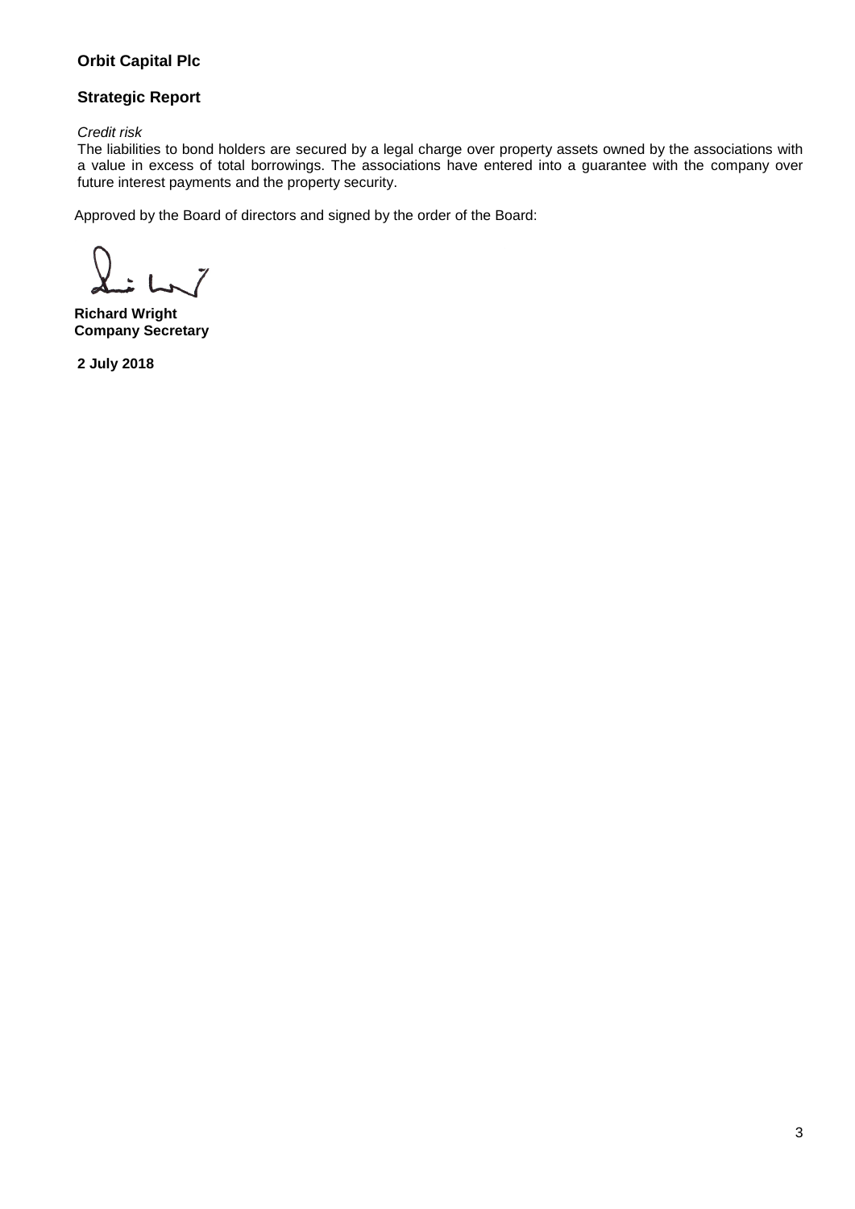**Orbit Capital Plc**

## Strategic Report

*Credit risk*

The liabilities to bond holders are secured by a legal charge over property assets owned by the associations with a value in excess of total borrowings. The associations have entered into a guarantee with the company over future interest payments and the property security.

Approved by the Board of directors and signed by the order of the Board:

**Richard Wright**
**Company Secretary**

**2 July 2018**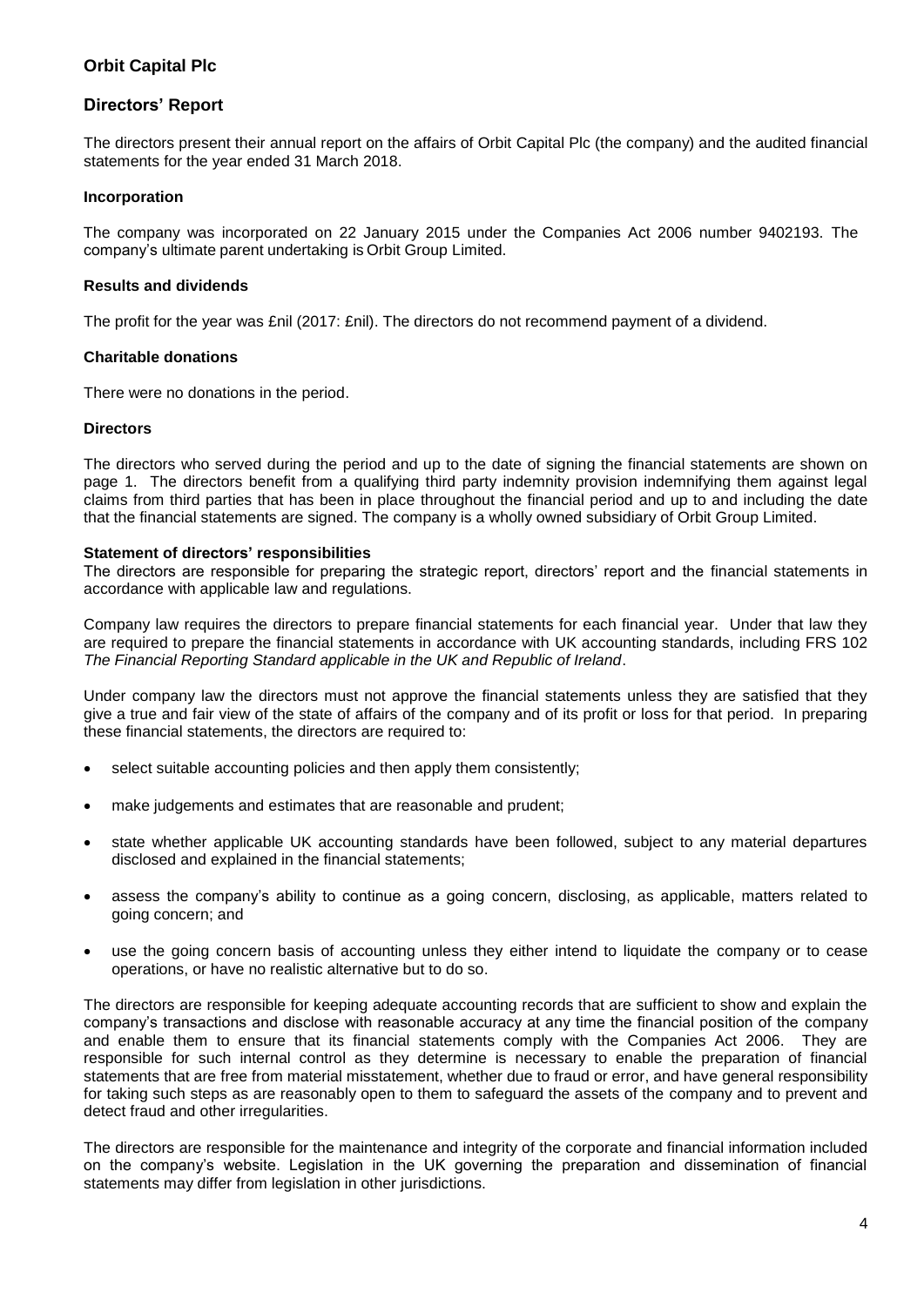**Orbit Capital Plc**

## Directors' Report

The directors present their annual report on the affairs of Orbit Capital Plc (the company) and the audited financial statements for the year ended 31 March 2018.

### Incorporation

The company was incorporated on 22 January 2015 under the Companies Act 2006 number 9402193. The company's ultimate parent undertaking is Orbit Group Limited.

### Results and dividends

The profit for the year was £nil (2017: £nil). The directors do not recommend payment of a dividend.

### Charitable donations

There were no donations in the period.

### Directors

The directors who served during the period and up to the date of signing the financial statements are shown on page 1. The directors benefit from a qualifying third party indemnity provision indemnifying them against legal claims from third parties that has been in place throughout the financial period and up to and including the date that the financial statements are signed. The company is a wholly owned subsidiary of Orbit Group Limited.

### Statement of directors' responsibilities

The directors are responsible for preparing the strategic report, directors' report and the financial statements in accordance with applicable law and regulations.

Company law requires the directors to prepare financial statements for each financial year. Under that law they are required to prepare the financial statements in accordance with UK accounting standards, including FRS 102 *The Financial Reporting Standard applicable in the UK and Republic of Ireland*.

Under company law the directors must not approve the financial statements unless they are satisfied that they give a true and fair view of the state of affairs of the company and of its profit or loss for that period. In preparing these financial statements, the directors are required to:

- select suitable accounting policies and then apply them consistently;
- make judgements and estimates that are reasonable and prudent;
- state whether applicable UK accounting standards have been followed, subject to any material departures disclosed and explained in the financial statements;
- assess the company's ability to continue as a going concern, disclosing, as applicable, matters related to going concern; and
- use the going concern basis of accounting unless they either intend to liquidate the company or to cease operations, or have no realistic alternative but to do so.

The directors are responsible for keeping adequate accounting records that are sufficient to show and explain the company's transactions and disclose with reasonable accuracy at any time the financial position of the company and enable them to ensure that its financial statements comply with the Companies Act 2006. They are responsible for such internal control as they determine is necessary to enable the preparation of financial statements that are free from material misstatement, whether due to fraud or error, and have general responsibility for taking such steps as are reasonably open to them to safeguard the assets of the company and to prevent and detect fraud and other irregularities.

The directors are responsible for the maintenance and integrity of the corporate and financial information included on the company's website. Legislation in the UK governing the preparation and dissemination of financial statements may differ from legislation in other jurisdictions.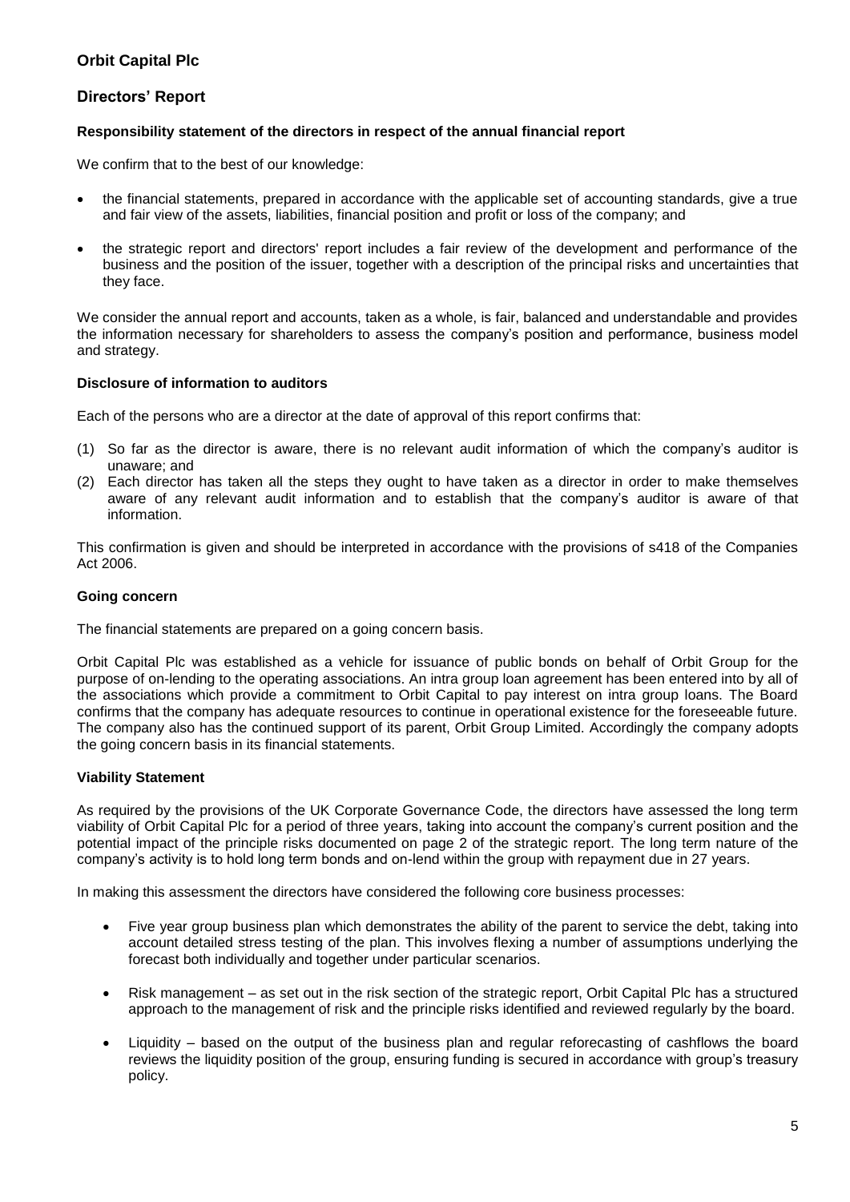# Orbit Capital Plc

## Directors' Report

### Responsibility statement of the directors in respect of the annual financial report

We confirm that to the best of our knowledge:

- the financial statements, prepared in accordance with the applicable set of accounting standards, give a true and fair view of the assets, liabilities, financial position and profit or loss of the company; and
- the strategic report and directors' report includes a fair review of the development and performance of the business and the position of the issuer, together with a description of the principal risks and uncertainties that they face.

We consider the annual report and accounts, taken as a whole, is fair, balanced and understandable and provides the information necessary for shareholders to assess the company's position and performance, business model and strategy.

### Disclosure of information to auditors

Each of the persons who are a director at the date of approval of this report confirms that:

(1) So far as the director is aware, there is no relevant audit information of which the company's auditor is unaware; and
(2) Each director has taken all the steps they ought to have taken as a director in order to make themselves aware of any relevant audit information and to establish that the company's auditor is aware of that information.

This confirmation is given and should be interpreted in accordance with the provisions of s418 of the Companies Act 2006.

### Going concern

The financial statements are prepared on a going concern basis.

Orbit Capital Plc was established as a vehicle for issuance of public bonds on behalf of Orbit Group for the purpose of on-lending to the operating associations. An intra group loan agreement has been entered into by all of the associations which provide a commitment to Orbit Capital to pay interest on intra group loans. The Board confirms that the company has adequate resources to continue in operational existence for the foreseeable future. The company also has the continued support of its parent, Orbit Group Limited. Accordingly the company adopts the going concern basis in its financial statements.

### Viability Statement

As required by the provisions of the UK Corporate Governance Code, the directors have assessed the long term viability of Orbit Capital Plc for a period of three years, taking into account the company's current position and the potential impact of the principle risks documented on page 2 of the strategic report. The long term nature of the company's activity is to hold long term bonds and on-lend within the group with repayment due in 27 years.

In making this assessment the directors have considered the following core business processes:

- Five year group business plan which demonstrates the ability of the parent to service the debt, taking into account detailed stress testing of the plan. This involves flexing a number of assumptions underlying the forecast both individually and together under particular scenarios.
- Risk management – as set out in the risk section of the strategic report, Orbit Capital Plc has a structured approach to the management of risk and the principle risks identified and reviewed regularly by the board.
- Liquidity – based on the output of the business plan and regular reforecasting of cashflows the board reviews the liquidity position of the group, ensuring funding is secured in accordance with group's treasury policy.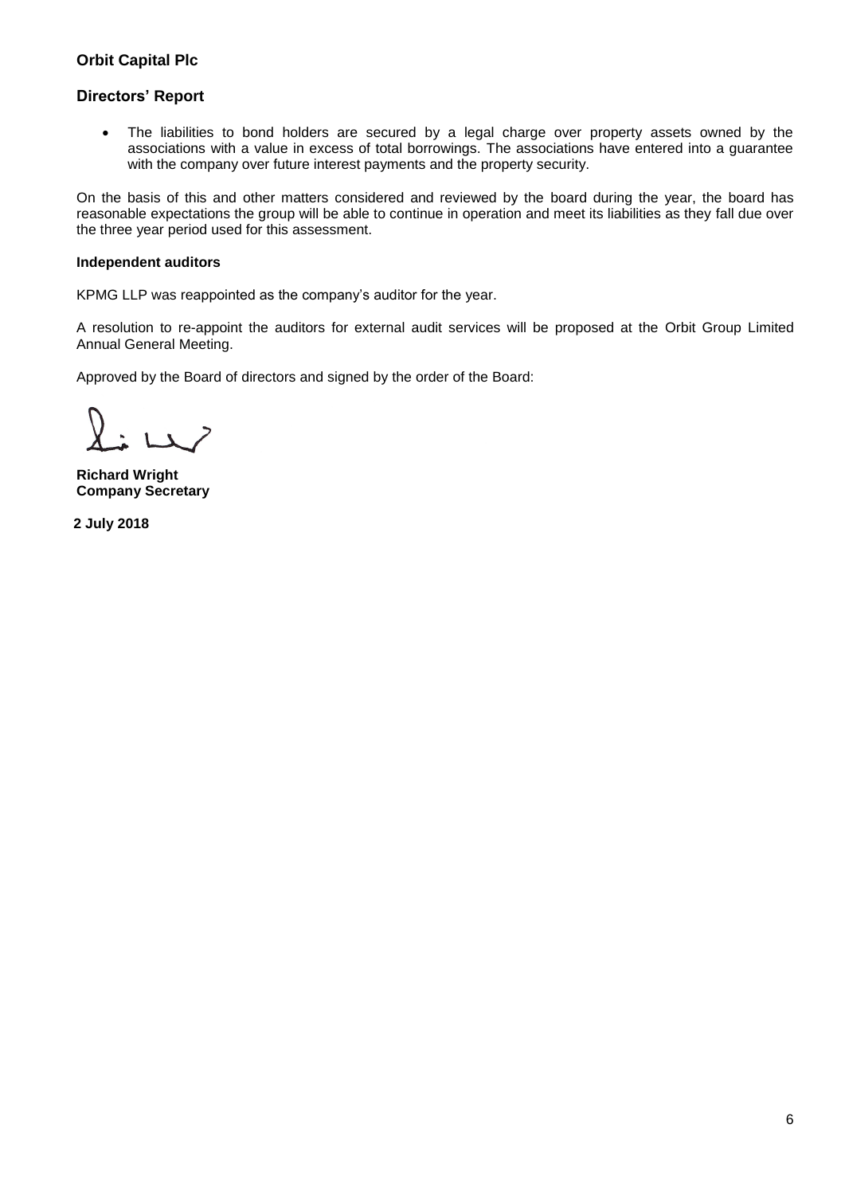## Orbit Capital Plc

## Directors' Report

- The liabilities to bond holders are secured by a legal charge over property assets owned by the associations with a value in excess of total borrowings. The associations have entered into a guarantee with the company over future interest payments and the property security.

On the basis of this and other matters considered and reviewed by the board during the year, the board has reasonable expectations the group will be able to continue in operation and meet its liabilities as they fall due over the three year period used for this assessment.

**Independent auditors**

KPMG LLP was reappointed as the company's auditor for the year.

A resolution to re-appoint the auditors for external audit services will be proposed at the Orbit Group Limited Annual General Meeting.

Approved by the Board of directors and signed by the order of the Board:

**Richard Wright**
**Company Secretary**

**2 July 2018**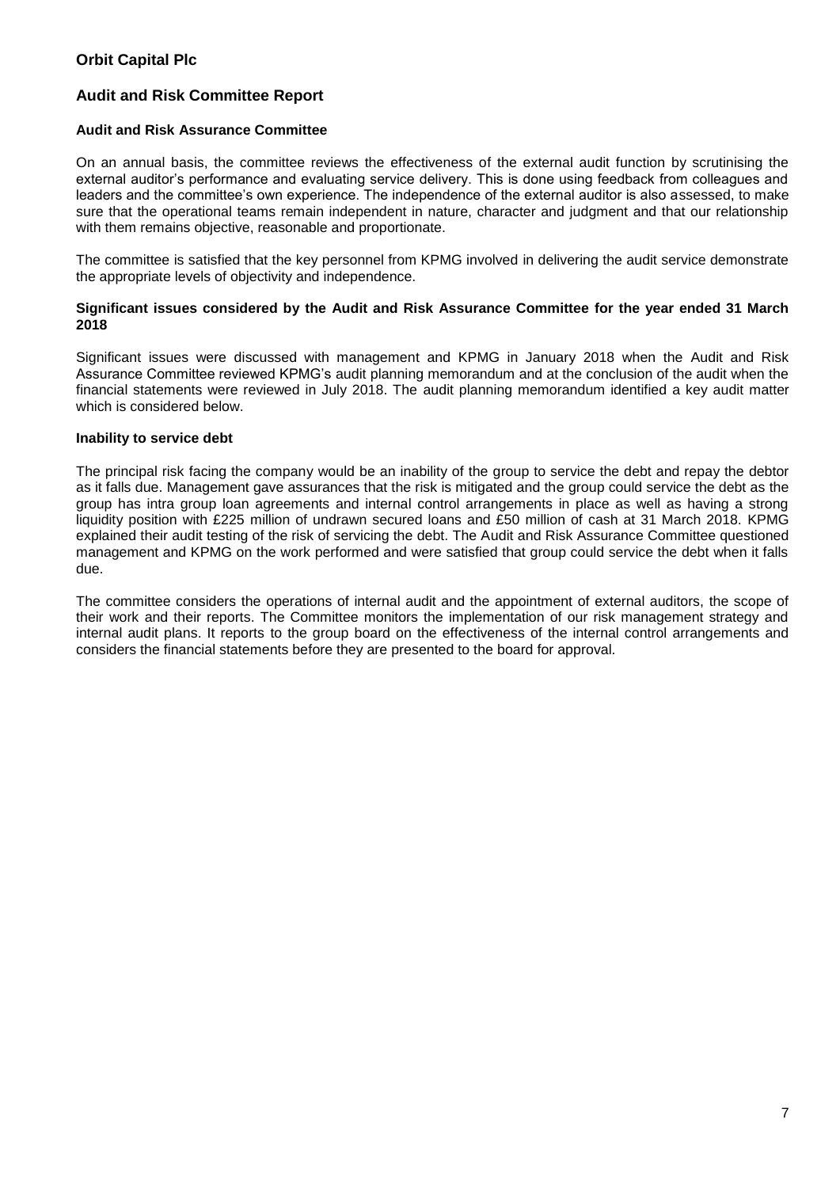**Orbit Capital Plc**

## Audit and Risk Committee Report

### Audit and Risk Assurance Committee

On an annual basis, the committee reviews the effectiveness of the external audit function by scrutinising the external auditor's performance and evaluating service delivery. This is done using feedback from colleagues and leaders and the committee's own experience. The independence of the external auditor is also assessed, to make sure that the operational teams remain independent in nature, character and judgment and that our relationship with them remains objective, reasonable and proportionate.

The committee is satisfied that the key personnel from KPMG involved in delivering the audit service demonstrate the appropriate levels of objectivity and independence.

### Significant issues considered by the Audit and Risk Assurance Committee for the year ended 31 March 2018

Significant issues were discussed with management and KPMG in January 2018 when the Audit and Risk Assurance Committee reviewed KPMG's audit planning memorandum and at the conclusion of the audit when the financial statements were reviewed in July 2018. The audit planning memorandum identified a key audit matter which is considered below.

### Inability to service debt

The principal risk facing the company would be an inability of the group to service the debt and repay the debtor as it falls due. Management gave assurances that the risk is mitigated and the group could service the debt as the group has intra group loan agreements and internal control arrangements in place as well as having a strong liquidity position with £225 million of undrawn secured loans and £50 million of cash at 31 March 2018. KPMG explained their audit testing of the risk of servicing the debt. The Audit and Risk Assurance Committee questioned management and KPMG on the work performed and were satisfied that group could service the debt when it falls due.

The committee considers the operations of internal audit and the appointment of external auditors, the scope of their work and their reports. The Committee monitors the implementation of our risk management strategy and internal audit plans. It reports to the group board on the effectiveness of the internal control arrangements and considers the financial statements before they are presented to the board for approval.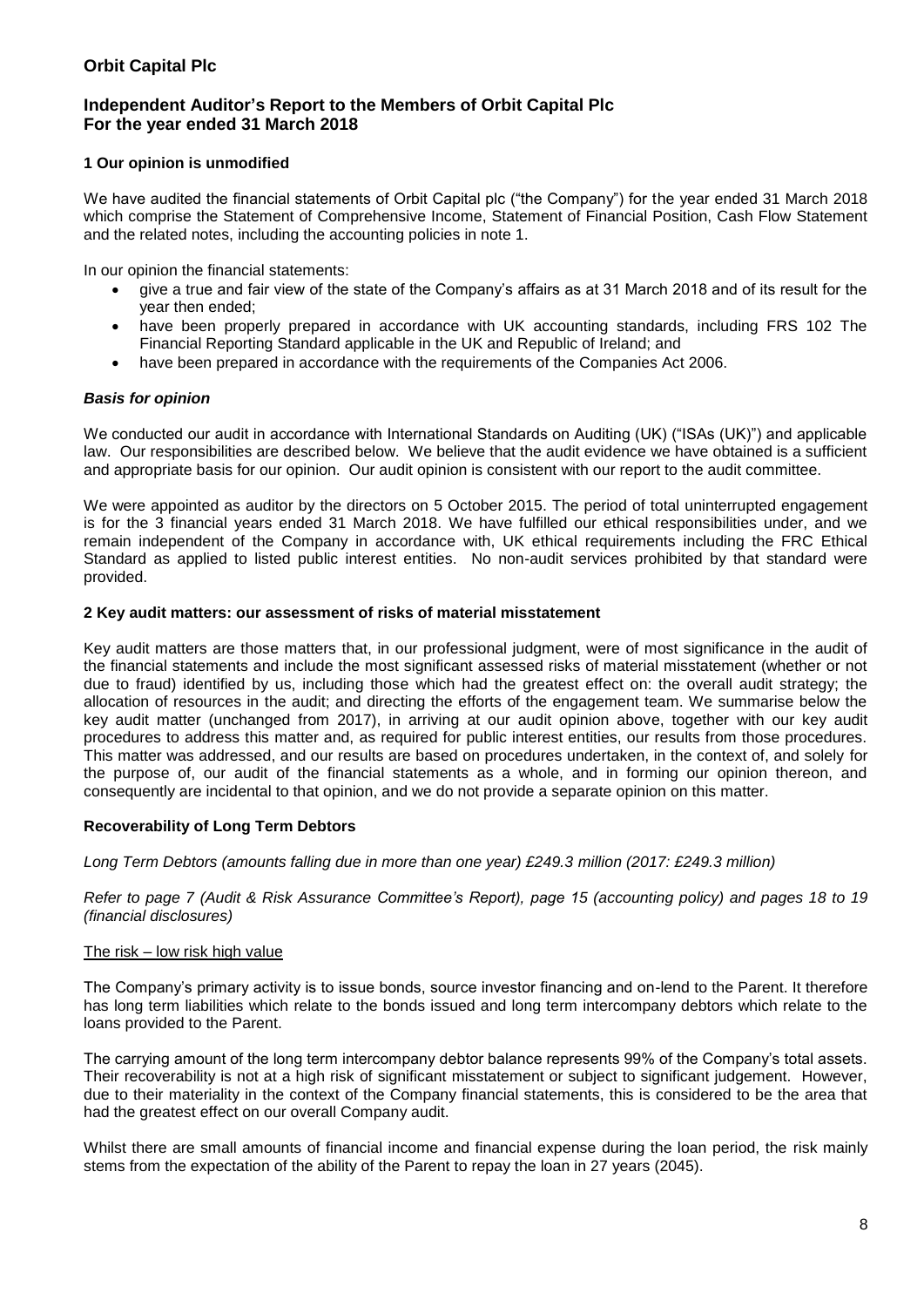**Orbit Capital Plc**

## Independent Auditor's Report to the Members of Orbit Capital Plc
## For the year ended 31 March 2018

### 1 Our opinion is unmodified

We have audited the financial statements of Orbit Capital plc ("the Company") for the year ended 31 March 2018 which comprise the Statement of Comprehensive Income, Statement of Financial Position, Cash Flow Statement and the related notes, including the accounting policies in note 1.

In our opinion the financial statements:

- give a true and fair view of the state of the Company's affairs as at 31 March 2018 and of its result for the year then ended;
- have been properly prepared in accordance with UK accounting standards, including FRS 102 The Financial Reporting Standard applicable in the UK and Republic of Ireland; and
- have been prepared in accordance with the requirements of the Companies Act 2006.

#### *Basis for opinion*

We conducted our audit in accordance with International Standards on Auditing (UK) ("ISAs (UK)") and applicable law. Our responsibilities are described below. We believe that the audit evidence we have obtained is a sufficient and appropriate basis for our opinion. Our audit opinion is consistent with our report to the audit committee.

We were appointed as auditor by the directors on 5 October 2015. The period of total uninterrupted engagement is for the 3 financial years ended 31 March 2018. We have fulfilled our ethical responsibilities under, and we remain independent of the Company in accordance with, UK ethical requirements including the FRC Ethical Standard as applied to listed public interest entities. No non-audit services prohibited by that standard were provided.

### 2 Key audit matters: our assessment of risks of material misstatement

Key audit matters are those matters that, in our professional judgment, were of most significance in the audit of the financial statements and include the most significant assessed risks of material misstatement (whether or not due to fraud) identified by us, including those which had the greatest effect on: the overall audit strategy; the allocation of resources in the audit; and directing the efforts of the engagement team. We summarise below the key audit matter (unchanged from 2017), in arriving at our audit opinion above, together with our key audit procedures to address this matter and, as required for public interest entities, our results from those procedures. This matter was addressed, and our results are based on procedures undertaken, in the context of, and solely for the purpose of, our audit of the financial statements as a whole, and in forming our opinion thereon, and consequently are incidental to that opinion, and we do not provide a separate opinion on this matter.

#### Recoverability of Long Term Debtors

*Long Term Debtors (amounts falling due in more than one year) £249.3 million (2017: £249.3 million)*

*Refer to page 7 (Audit & Risk Assurance Committee's Report), page 15 (accounting policy) and pages 18 to 19 (financial disclosures)*

The risk – low risk high value

The Company's primary activity is to issue bonds, source investor financing and on-lend to the Parent. It therefore has long term liabilities which relate to the bonds issued and long term intercompany debtors which relate to the loans provided to the Parent.

The carrying amount of the long term intercompany debtor balance represents 99% of the Company's total assets. Their recoverability is not at a high risk of significant misstatement or subject to significant judgement. However, due to their materiality in the context of the Company financial statements, this is considered to be the area that had the greatest effect on our overall Company audit.

Whilst there are small amounts of financial income and financial expense during the loan period, the risk mainly stems from the expectation of the ability of the Parent to repay the loan in 27 years (2045).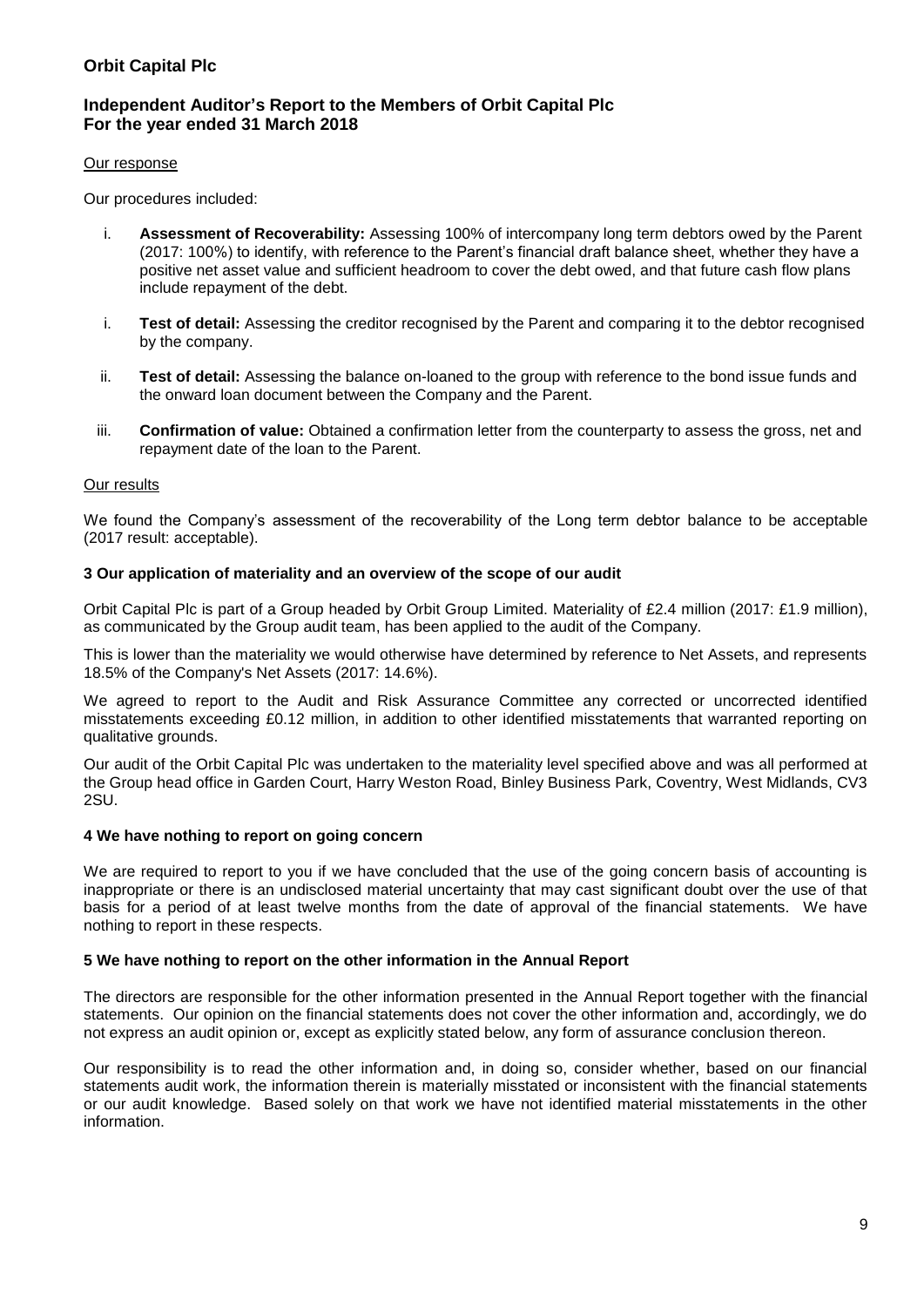Our response

Our procedures included:

i. **Assessment of Recoverability:** Assessing 100% of intercompany long term debtors owed by the Parent (2017: 100%) to identify, with reference to the Parent's financial draft balance sheet, whether they have a positive net asset value and sufficient headroom to cover the debt owed, and that future cash flow plans include repayment of the debt.

i. **Test of detail:** Assessing the creditor recognised by the Parent and comparing it to the debtor recognised by the company.

ii. **Test of detail:** Assessing the balance on-loaned to the group with reference to the bond issue funds and the onward loan document between the Company and the Parent.

iii. **Confirmation of value:** Obtained a confirmation letter from the counterparty to assess the gross, net and repayment date of the loan to the Parent.

Our results

We found the Company's assessment of the recoverability of the Long term debtor balance to be acceptable (2017 result: acceptable).

### 3 Our application of materiality and an overview of the scope of our audit

Orbit Capital Plc is part of a Group headed by Orbit Group Limited. Materiality of £2.4 million (2017: £1.9 million), as communicated by the Group audit team, has been applied to the audit of the Company.

This is lower than the materiality we would otherwise have determined by reference to Net Assets, and represents 18.5% of the Company's Net Assets (2017: 14.6%).

We agreed to report to the Audit and Risk Assurance Committee any corrected or uncorrected identified misstatements exceeding £0.12 million, in addition to other identified misstatements that warranted reporting on qualitative grounds.

Our audit of the Orbit Capital Plc was undertaken to the materiality level specified above and was all performed at the Group head office in Garden Court, Harry Weston Road, Binley Business Park, Coventry, West Midlands, CV3 2SU.

### 4 We have nothing to report on going concern

We are required to report to you if we have concluded that the use of the going concern basis of accounting is inappropriate or there is an undisclosed material uncertainty that may cast significant doubt over the use of that basis for a period of at least twelve months from the date of approval of the financial statements. We have nothing to report in these respects.

### 5 We have nothing to report on the other information in the Annual Report

The directors are responsible for the other information presented in the Annual Report together with the financial statements. Our opinion on the financial statements does not cover the other information and, accordingly, we do not express an audit opinion or, except as explicitly stated below, any form of assurance conclusion thereon.

Our responsibility is to read the other information and, in doing so, consider whether, based on our financial statements audit work, the information therein is materially misstated or inconsistent with the financial statements or our audit knowledge. Based solely on that work we have not identified material misstatements in the other information.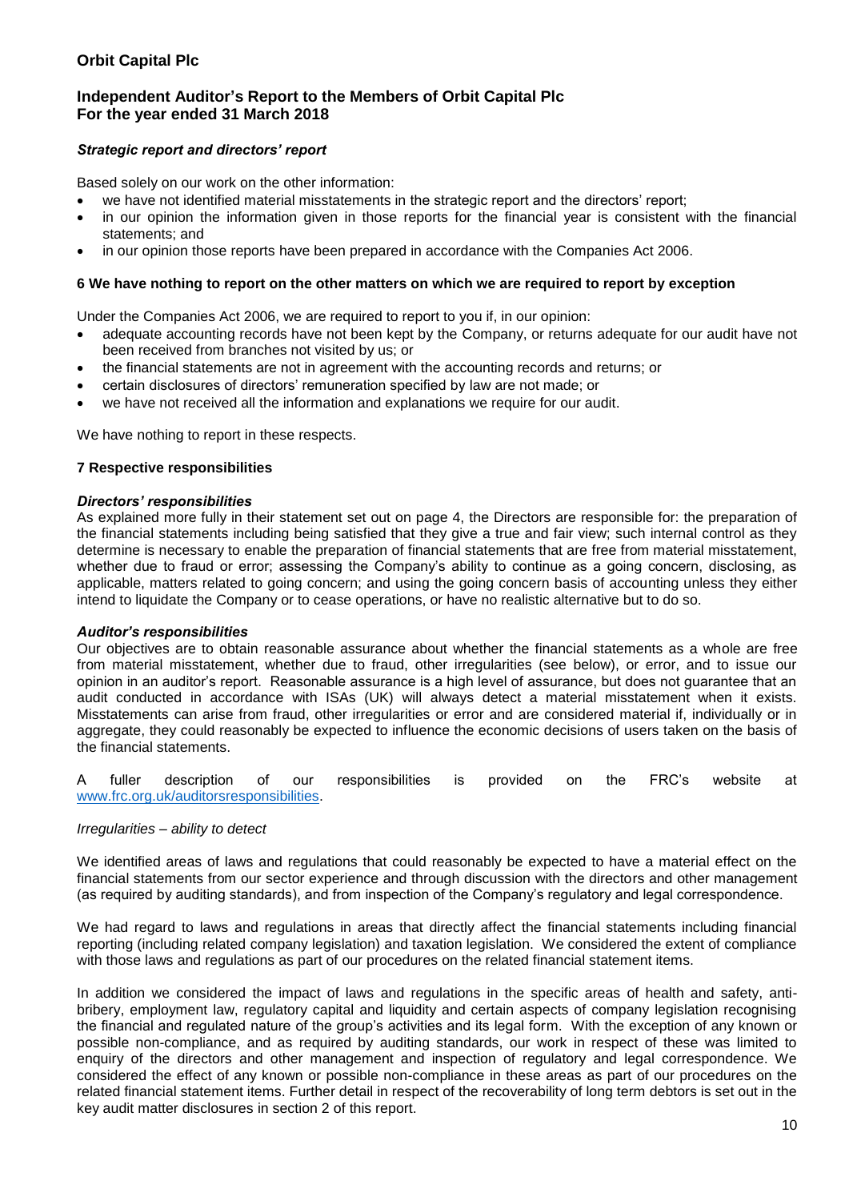### *Strategic report and directors' report*

Based solely on our work on the other information:

- we have not identified material misstatements in the strategic report and the directors' report;
- in our opinion the information given in those reports for the financial year is consistent with the financial statements; and
- in our opinion those reports have been prepared in accordance with the Companies Act 2006.

## 6 We have nothing to report on the other matters on which we are required to report by exception

Under the Companies Act 2006, we are required to report to you if, in our opinion:

- adequate accounting records have not been kept by the Company, or returns adequate for our audit have not been received from branches not visited by us; or
- the financial statements are not in agreement with the accounting records and returns; or
- certain disclosures of directors' remuneration specified by law are not made; or
- we have not received all the information and explanations we require for our audit.

We have nothing to report in these respects.

## 7 Respective responsibilities

### *Directors' responsibilities*

As explained more fully in their statement set out on page 4, the Directors are responsible for: the preparation of the financial statements including being satisfied that they give a true and fair view; such internal control as they determine is necessary to enable the preparation of financial statements that are free from material misstatement, whether due to fraud or error; assessing the Company's ability to continue as a going concern, disclosing, as applicable, matters related to going concern; and using the going concern basis of accounting unless they either intend to liquidate the Company or to cease operations, or have no realistic alternative but to do so.

### *Auditor's responsibilities*

Our objectives are to obtain reasonable assurance about whether the financial statements as a whole are free from material misstatement, whether due to fraud, other irregularities (see below), or error, and to issue our opinion in an auditor's report. Reasonable assurance is a high level of assurance, but does not guarantee that an audit conducted in accordance with ISAs (UK) will always detect a material misstatement when it exists. Misstatements can arise from fraud, other irregularities or error and are considered material if, individually or in aggregate, they could reasonably be expected to influence the economic decisions of users taken on the basis of the financial statements.

A fuller description of our responsibilities is provided on the FRC's website at [www.frc.org.uk/auditorsresponsibilities](http://www.frc.org.uk/auditorsresponsibilities).

*Irregularities – ability to detect*

We identified areas of laws and regulations that could reasonably be expected to have a material effect on the financial statements from our sector experience and through discussion with the directors and other management (as required by auditing standards), and from inspection of the Company's regulatory and legal correspondence.

We had regard to laws and regulations in areas that directly affect the financial statements including financial reporting (including related company legislation) and taxation legislation. We considered the extent of compliance with those laws and regulations as part of our procedures on the related financial statement items.

In addition we considered the impact of laws and regulations in the specific areas of health and safety, anti-bribery, employment law, regulatory capital and liquidity and certain aspects of company legislation recognising the financial and regulated nature of the group's activities and its legal form. With the exception of any known or possible non-compliance, and as required by auditing standards, our work in respect of these was limited to enquiry of the directors and other management and inspection of regulatory and legal correspondence. We considered the effect of any known or possible non-compliance in these areas as part of our procedures on the related financial statement items. Further detail in respect of the recoverability of long term debtors is set out in the key audit matter disclosures in section 2 of this report.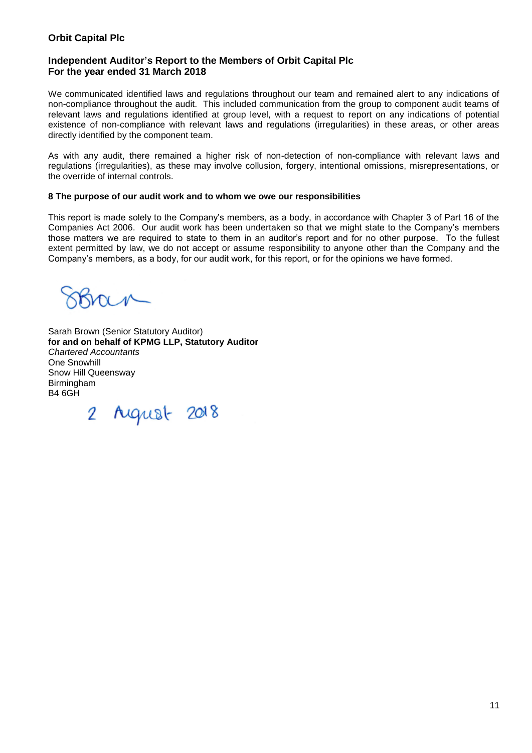We communicated identified laws and regulations throughout our team and remained alert to any indications of non-compliance throughout the audit. This included communication from the group to component audit teams of relevant laws and regulations identified at group level, with a request to report on any indications of potential existence of non-compliance with relevant laws and regulations (irregularities) in these areas, or other areas directly identified by the component team.

As with any audit, there remained a higher risk of non-detection of non-compliance with relevant laws and regulations (irregularities), as these may involve collusion, forgery, intentional omissions, misrepresentations, or the override of internal controls.

### 8 The purpose of our audit work and to whom we owe our responsibilities

This report is made solely to the Company's members, as a body, in accordance with Chapter 3 of Part 16 of the Companies Act 2006. Our audit work has been undertaken so that we might state to the Company's members those matters we are required to state to them in an auditor's report and for no other purpose. To the fullest extent permitted by law, we do not accept or assume responsibility to anyone other than the Company and the Company's members, as a body, for our audit work, for this report, or for the opinions we have formed.

SBrown

Sarah Brown (Senior Statutory Auditor)
**for and on behalf of KPMG LLP, Statutory Auditor**
*Chartered Accountants*
One Snowhill
Snow Hill Queensway
Birmingham
B4 6GH

2 August 2018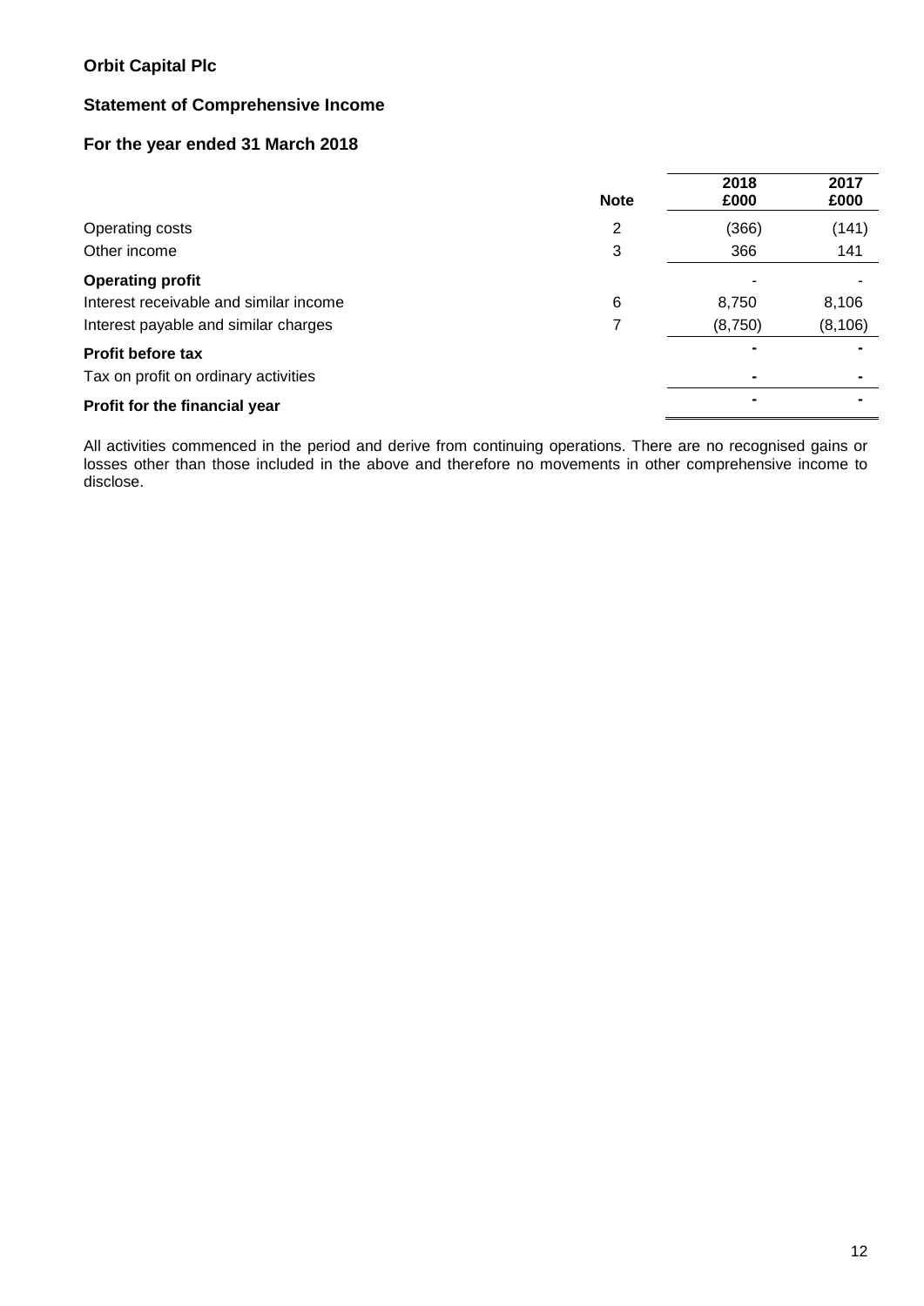**Orbit Capital Plc**

**Statement of Comprehensive Income**

**For the year ended 31 March 2018**

| | Note | 2018 £000 | 2017 £000 |
|---|---|---|---|
| Operating costs | 2 | (366) | (141) |
| Other income | 3 | 366 | 141 |
| **Operating profit** | | - | - |
| Interest receivable and similar income | 6 | 8,750 | 8,106 |
| Interest payable and similar charges | 7 | (8,750) | (8,106) |
| **Profit before tax** | | - | - |
| Tax on profit on ordinary activities | | - | - |
| **Profit for the financial year** | | - | - |

All activities commenced in the period and derive from continuing operations. There are no recognised gains or losses other than those included in the above and therefore no movements in other comprehensive income to disclose.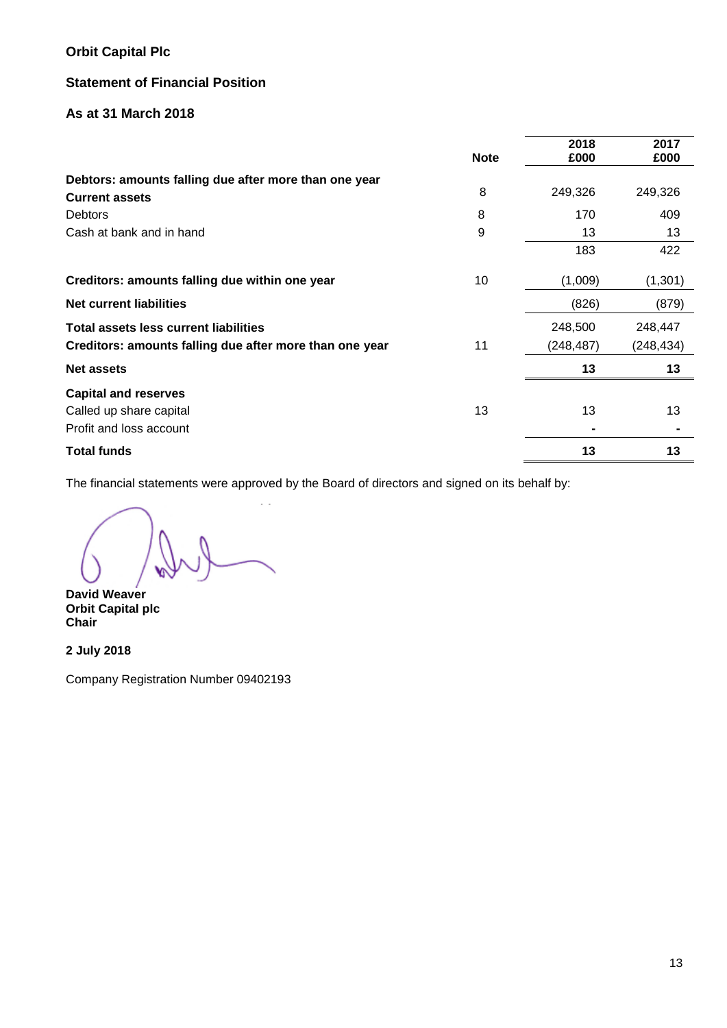**Orbit Capital Plc**

**Statement of Financial Position**

**As at 31 March 2018**

| | Note | 2018 £000 | 2017 £000 |
|---|---|---|---|
| **Debtors: amounts falling due after more than one year** | 8 | 249,326 | 249,326 |
| **Current assets** | | | |
| Debtors | 8 | 170 | 409 |
| Cash at bank and in hand | 9 | 13 | 13 |
| | | 183 | 422 |
| **Creditors: amounts falling due within one year** | 10 | (1,009) | (1,301) |
| **Net current liabilities** | | (826) | (879) |
| **Total assets less current liabilities** | | 248,500 | 248,447 |
| **Creditors: amounts falling due after more than one year** | 11 | (248,487) | (248,434) |
| **Net assets** | | **13** | **13** |
| **Capital and reserves** | | | |
| Called up share capital | 13 | 13 | 13 |
| Profit and loss account | | - | - |
| **Total funds** | | **13** | **13** |

The financial statements were approved by the Board of directors and signed on its behalf by:

**David Weaver**
**Orbit Capital plc**
**Chair**

**2 July 2018**

Company Registration Number 09402193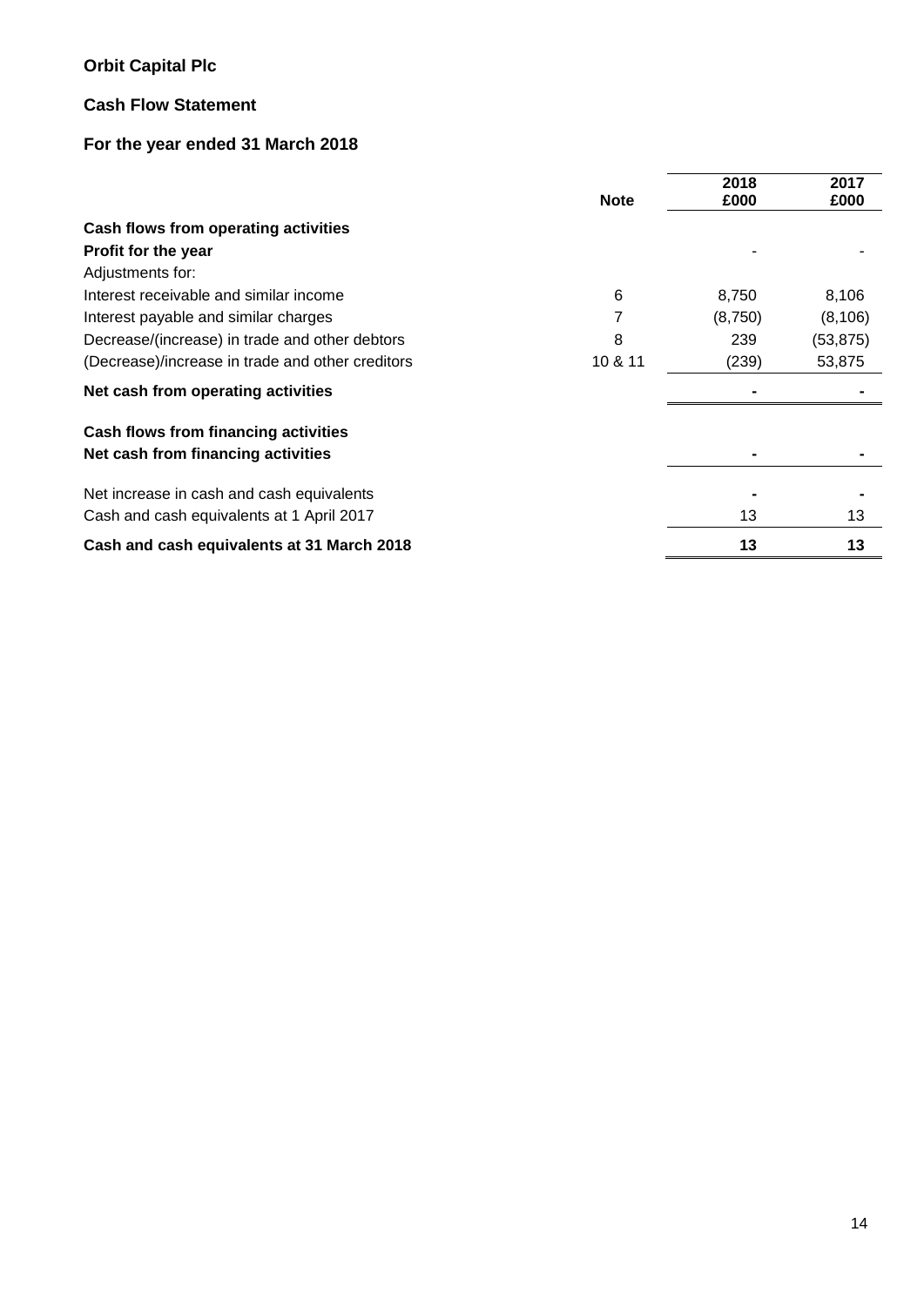**Orbit Capital Plc**

**Cash Flow Statement**

**For the year ended 31 March 2018**

| | Note | 2018 £000 | 2017 £000 |
|---|---|---|---|
| **Cash flows from operating activities** | | | |
| **Profit for the year** | | - | - |
| Adjustments for: | | | |
| Interest receivable and similar income | 6 | 8,750 | 8,106 |
| Interest payable and similar charges | 7 | (8,750) | (8,106) |
| Decrease/(increase) in trade and other debtors | 8 | 239 | (53,875) |
| (Decrease)/increase in trade and other creditors | 10 & 11 | (239) | 53,875 |
| **Net cash from operating activities** | | **-** | **-** |
| **Cash flows from financing activities** | | | |
| **Net cash from financing activities** | | **-** | **-** |
| Net increase in cash and cash equivalents | | **-** | **-** |
| Cash and cash equivalents at 1 April 2017 | | 13 | 13 |
| **Cash and cash equivalents at 31 March 2018** | | **13** | **13** |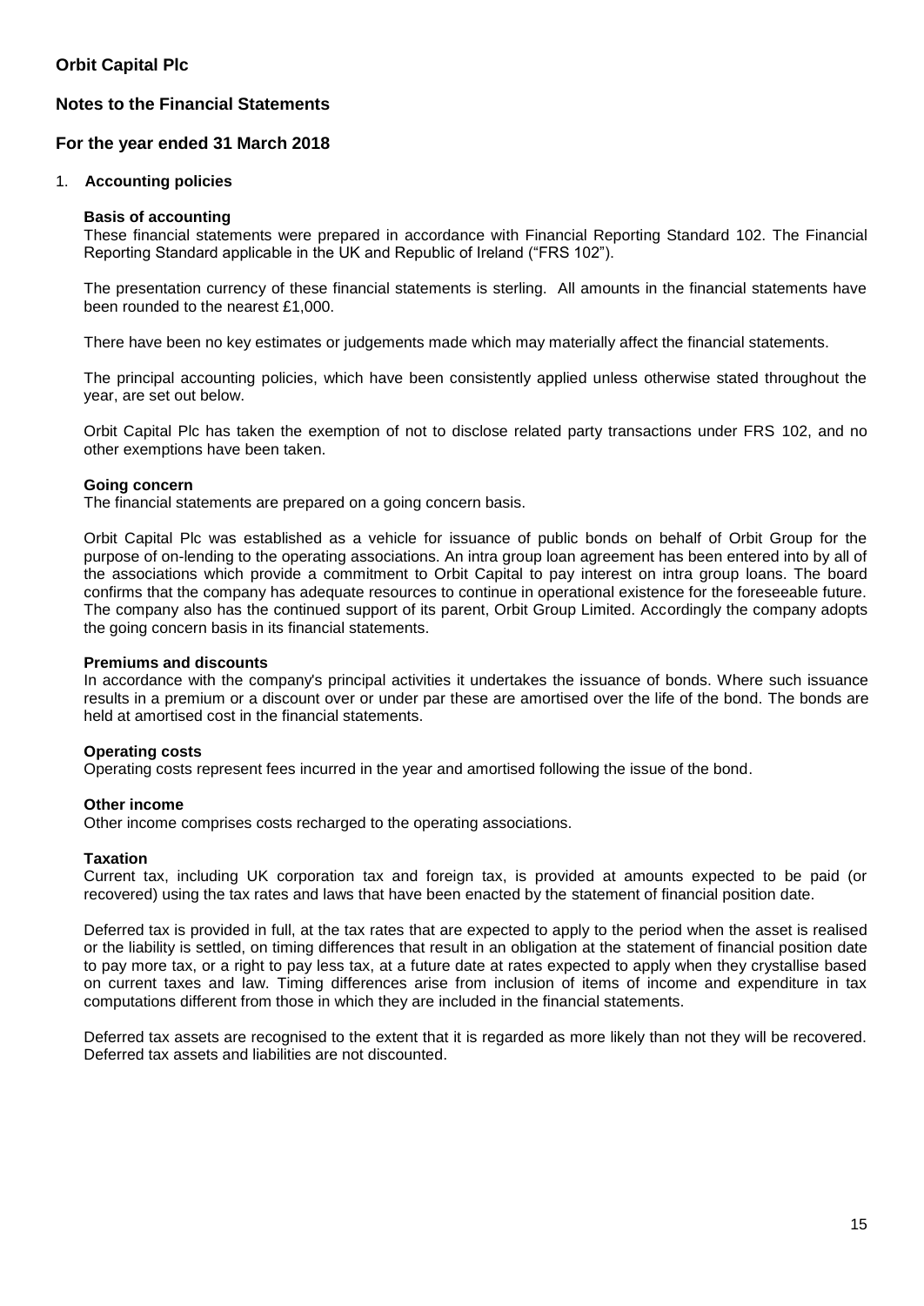# Orbit Capital Plc

## Notes to the Financial Statements

## For the year ended 31 March 2018

### 1. Accounting policies

**Basis of accounting**

These financial statements were prepared in accordance with Financial Reporting Standard 102. The Financial Reporting Standard applicable in the UK and Republic of Ireland ("FRS 102").

The presentation currency of these financial statements is sterling. All amounts in the financial statements have been rounded to the nearest £1,000.

There have been no key estimates or judgements made which may materially affect the financial statements.

The principal accounting policies, which have been consistently applied unless otherwise stated throughout the year, are set out below.

Orbit Capital Plc has taken the exemption of not to disclose related party transactions under FRS 102, and no other exemptions have been taken.

**Going concern**

The financial statements are prepared on a going concern basis.

Orbit Capital Plc was established as a vehicle for issuance of public bonds on behalf of Orbit Group for the purpose of on-lending to the operating associations. An intra group loan agreement has been entered into by all of the associations which provide a commitment to Orbit Capital to pay interest on intra group loans. The board confirms that the company has adequate resources to continue in operational existence for the foreseeable future. The company also has the continued support of its parent, Orbit Group Limited. Accordingly the company adopts the going concern basis in its financial statements.

**Premiums and discounts**

In accordance with the company's principal activities it undertakes the issuance of bonds. Where such issuance results in a premium or a discount over or under par these are amortised over the life of the bond. The bonds are held at amortised cost in the financial statements.

**Operating costs**

Operating costs represent fees incurred in the year and amortised following the issue of the bond.

**Other income**

Other income comprises costs recharged to the operating associations.

**Taxation**

Current tax, including UK corporation tax and foreign tax, is provided at amounts expected to be paid (or recovered) using the tax rates and laws that have been enacted by the statement of financial position date.

Deferred tax is provided in full, at the tax rates that are expected to apply to the period when the asset is realised or the liability is settled, on timing differences that result in an obligation at the statement of financial position date to pay more tax, or a right to pay less tax, at a future date at rates expected to apply when they crystallise based on current taxes and law. Timing differences arise from inclusion of items of income and expenditure in tax computations different from those in which they are included in the financial statements.

Deferred tax assets are recognised to the extent that it is regarded as more likely than not they will be recovered. Deferred tax assets and liabilities are not discounted.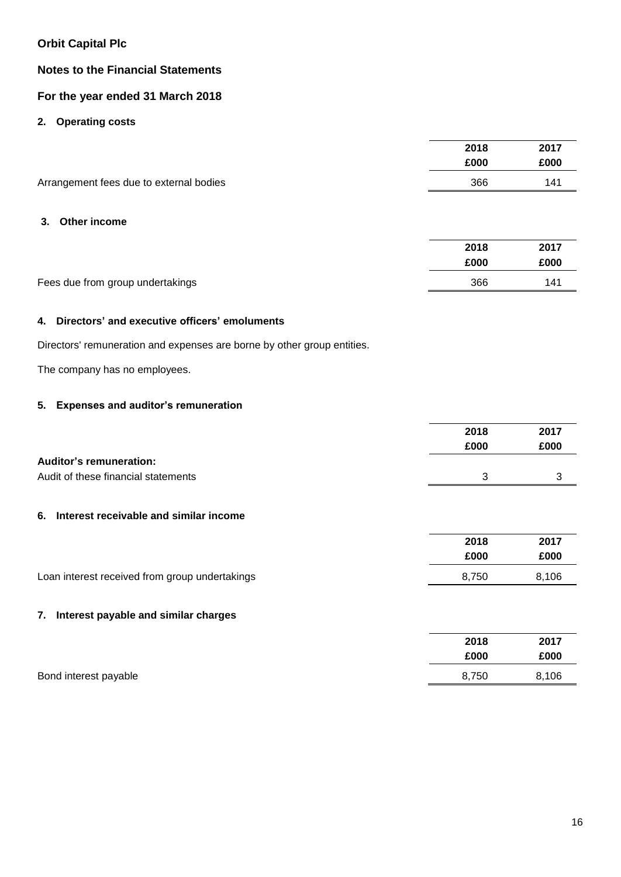**Orbit Capital Plc**

**Notes to the Financial Statements**

**For the year ended 31 March 2018**

#### 2. Operating costs

| | 2018 £000 | 2017 £000 |
|---|---|---|
| Arrangement fees due to external bodies | 366 | 141 |

#### 3. Other income

| | 2018 £000 | 2017 £000 |
|---|---|---|
| Fees due from group undertakings | 366 | 141 |

#### 4. Directors' and executive officers' emoluments

Directors' remuneration and expenses are borne by other group entities.

The company has no employees.

#### 5. Expenses and auditor's remuneration

| | 2018 £000 | 2017 £000 |
|---|---|---|
| **Auditor's remuneration:** | | |
| Audit of these financial statements | 3 | 3 |

#### 6. Interest receivable and similar income

| | 2018 £000 | 2017 £000 |
|---|---|---|
| Loan interest received from group undertakings | 8,750 | 8,106 |

#### 7. Interest payable and similar charges

| | 2018 £000 | 2017 £000 |
|---|---|---|
| Bond interest payable | 8,750 | 8,106 |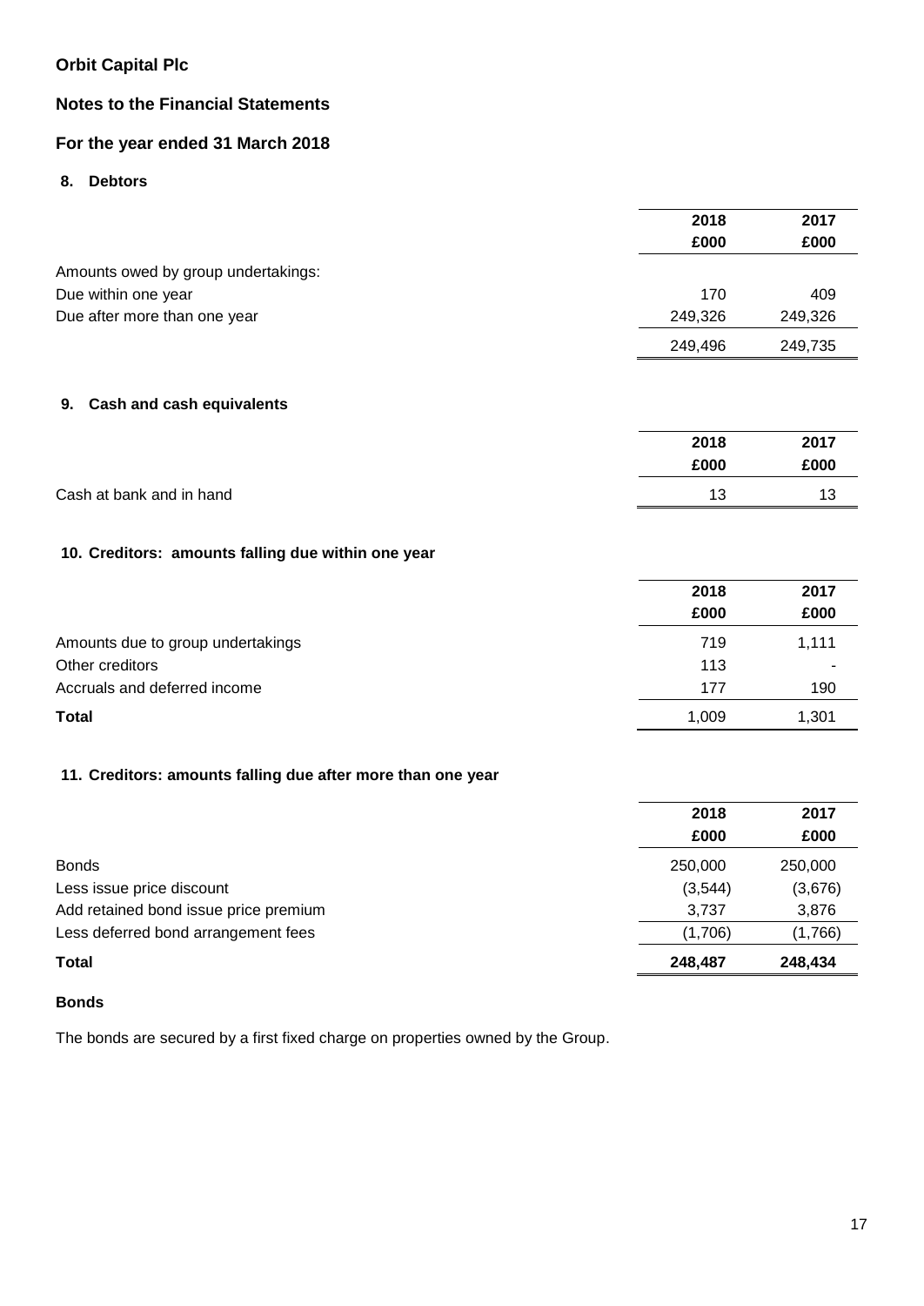**Orbit Capital Plc**

**Notes to the Financial Statements**

**For the year ended 31 March 2018**

## 8. Debtors

| | 2018 £000 | 2017 £000 |
|---|---|---|
| Amounts owed by group undertakings: | | |
| Due within one year | 170 | 409 |
| Due after more than one year | 249,326 | 249,326 |
| | 249,496 | 249,735 |

## 9. Cash and cash equivalents

| | 2018 £000 | 2017 £000 |
|---|---|---|
| Cash at bank and in hand | 13 | 13 |

## 10. Creditors: amounts falling due within one year

| | 2018 £000 | 2017 £000 |
|---|---|---|
| Amounts due to group undertakings | 719 | 1,111 |
| Other creditors | 113 | - |
| Accruals and deferred income | 177 | 190 |
| **Total** | 1,009 | 1,301 |

## 11. Creditors: amounts falling due after more than one year

| | 2018 £000 | 2017 £000 |
|---|---|---|
| Bonds | 250,000 | 250,000 |
| Less issue price discount | (3,544) | (3,676) |
| Add retained bond issue price premium | 3,737 | 3,876 |
| Less deferred bond arrangement fees | (1,706) | (1,766) |
| **Total** | **248,487** | **248,434** |

**Bonds**

The bonds are secured by a first fixed charge on properties owned by the Group.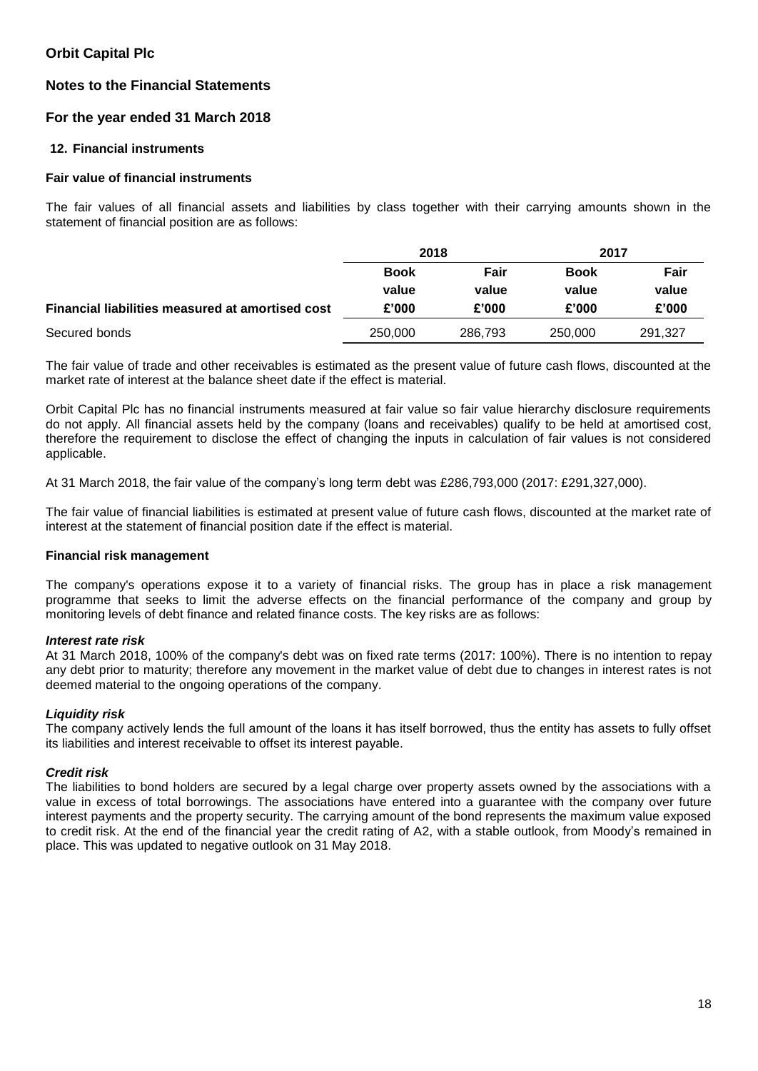# Orbit Capital Plc

## Notes to the Financial Statements

## For the year ended 31 March 2018

### 12. Financial instruments

**Fair value of financial instruments**

The fair values of all financial assets and liabilities by class together with their carrying amounts shown in the statement of financial position are as follows:

| | 2018 | | 2017 | |
|---|---|---|---|---|
| | **Book value** | **Fair value** | **Book value** | **Fair value** |
| **Financial liabilities measured at amortised cost** | **£'000** | **£'000** | **£'000** | **£'000** |
| Secured bonds | 250,000 | 286,793 | 250,000 | 291,327 |

The fair value of trade and other receivables is estimated as the present value of future cash flows, discounted at the market rate of interest at the balance sheet date if the effect is material.

Orbit Capital Plc has no financial instruments measured at fair value so fair value hierarchy disclosure requirements do not apply. All financial assets held by the company (loans and receivables) qualify to be held at amortised cost, therefore the requirement to disclose the effect of changing the inputs in calculation of fair values is not considered applicable.

At 31 March 2018, the fair value of the company's long term debt was £286,793,000 (2017: £291,327,000).

The fair value of financial liabilities is estimated at present value of future cash flows, discounted at the market rate of interest at the statement of financial position date if the effect is material.

**Financial risk management**

The company's operations expose it to a variety of financial risks. The group has in place a risk management programme that seeks to limit the adverse effects on the financial performance of the company and group by monitoring levels of debt finance and related finance costs. The key risks are as follows:

***Interest rate risk***

At 31 March 2018, 100% of the company's debt was on fixed rate terms (2017: 100%). There is no intention to repay any debt prior to maturity; therefore any movement in the market value of debt due to changes in interest rates is not deemed material to the ongoing operations of the company.

***Liquidity risk***

The company actively lends the full amount of the loans it has itself borrowed, thus the entity has assets to fully offset its liabilities and interest receivable to offset its interest payable.

***Credit risk***

The liabilities to bond holders are secured by a legal charge over property assets owned by the associations with a value in excess of total borrowings. The associations have entered into a guarantee with the company over future interest payments and the property security. The carrying amount of the bond represents the maximum value exposed to credit risk. At the end of the financial year the credit rating of A2, with a stable outlook, from Moody's remained in place. This was updated to negative outlook on 31 May 2018.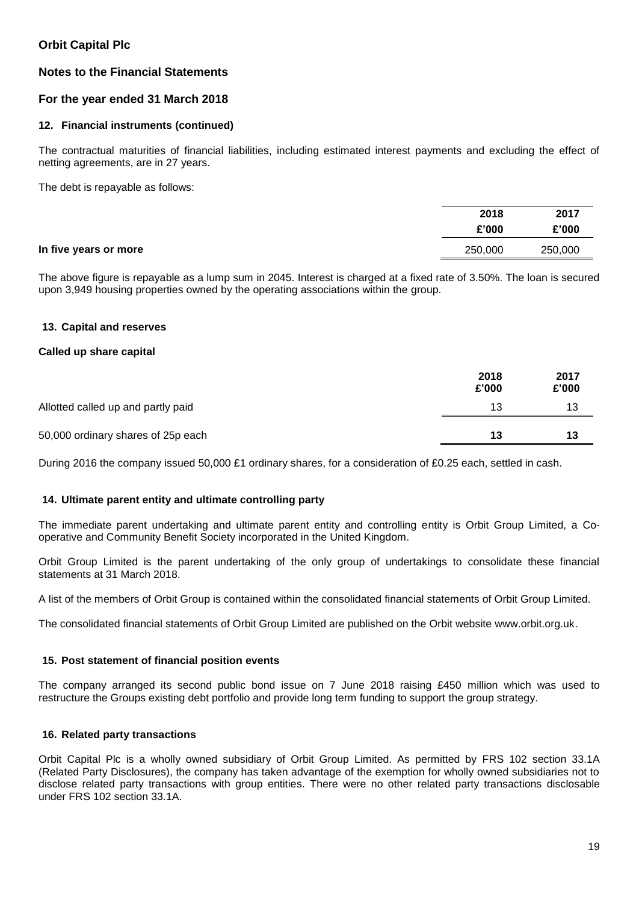# Orbit Capital Plc

## Notes to the Financial Statements

## For the year ended 31 March 2018

### 12. Financial instruments (continued)

The contractual maturities of financial liabilities, including estimated interest payments and excluding the effect of netting agreements, are in 27 years.

The debt is repayable as follows:

| | 2018 £'000 | 2017 £'000 |
|---|---|---|
| **In five years or more** | 250,000 | 250,000 |

The above figure is repayable as a lump sum in 2045. Interest is charged at a fixed rate of 3.50%. The loan is secured upon 3,949 housing properties owned by the operating associations within the group.

### 13. Capital and reserves

**Called up share capital**

| | 2018 £'000 | 2017 £'000 |
|---|---|---|
| Allotted called up and partly paid | 13 | 13 |
| 50,000 ordinary shares of 25p each | **13** | **13** |

During 2016 the company issued 50,000 £1 ordinary shares, for a consideration of £0.25 each, settled in cash.

### 14. Ultimate parent entity and ultimate controlling party

The immediate parent undertaking and ultimate parent entity and controlling entity is Orbit Group Limited, a Co-operative and Community Benefit Society incorporated in the United Kingdom.

Orbit Group Limited is the parent undertaking of the only group of undertakings to consolidate these financial statements at 31 March 2018.

A list of the members of Orbit Group is contained within the consolidated financial statements of Orbit Group Limited.

The consolidated financial statements of Orbit Group Limited are published on the Orbit website www.orbit.org.uk.

### 15. Post statement of financial position events

The company arranged its second public bond issue on 7 June 2018 raising £450 million which was used to restructure the Groups existing debt portfolio and provide long term funding to support the group strategy.

### 16. Related party transactions

Orbit Capital Plc is a wholly owned subsidiary of Orbit Group Limited. As permitted by FRS 102 section 33.1A (Related Party Disclosures), the company has taken advantage of the exemption for wholly owned subsidiaries not to disclose related party transactions with group entities. There were no other related party transactions disclosable under FRS 102 section 33.1A.